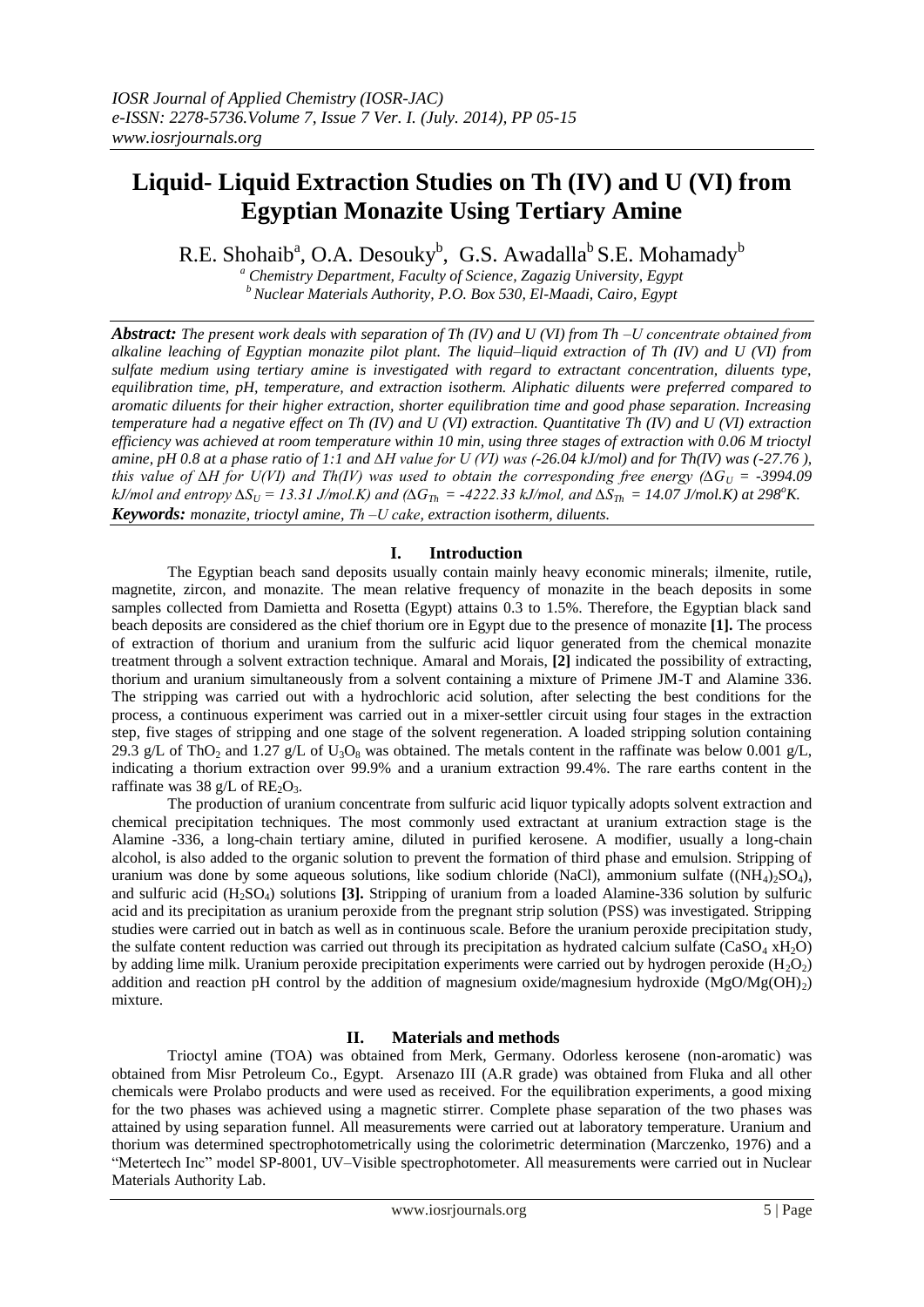# Liquid- Liquid Extraction Studies on Th (IV) and U (VI) from Egyptian Monazite Using Tertiary Amine

R.E. Shohaib[a], O.A. Desouky[b], G.S. Awadalla[b] S.E. Mohamady[b]

[a] Chemistry Department, Faculty of Science, Zagazig University, Egypt
[b] Nuclear Materials Authority, P.O. Box 530, El-Maadi, Cairo, Egypt

***Abstract:*** *The present work deals with separation of Th (IV) and U (VI) from Th –U concentrate obtained from alkaline leaching of Egyptian monazite pilot plant. The liquid–liquid extraction of Th (IV) and U (VI) from sulfate medium using tertiary amine is investigated with regard to extractant concentration, diluents type, equilibration time, pH, temperature, and extraction isotherm. Aliphatic diluents were preferred compared to aromatic diluents for their higher extraction, shorter equilibration time and good phase separation. Increasing temperature had a negative effect on Th (IV) and U (VI) extraction. Quantitative Th (IV) and U (VI) extraction efficiency was achieved at room temperature within 10 min, using three stages of extraction with 0.06 M trioctyl amine, pH 0.8 at a phase ratio of 1:1 and ΔH value for U (VI) was (-26.04 kJ/mol) and for Th(IV) was (-27.76 ), this value of ΔH for U(VI) and Th(IV) was used to obtain the corresponding free energy ($\Delta G_U$ = -3994.09 kJ/mol and entropy $\Delta S_U$ = 13.31 J/mol.K) and ($\Delta G_{Th}$ = -4222.33 kJ/mol, and $\Delta S_{Th}$ = 14.07 J/mol.K) at 298°K.*

***Keywords:*** *monazite, trioctyl amine, Th –U cake, extraction isotherm, diluents.*

## I. Introduction

The Egyptian beach sand deposits usually contain mainly heavy economic minerals; ilmenite, rutile, magnetite, zircon, and monazite. The mean relative frequency of monazite in the beach deposits in some samples collected from Damietta and Rosetta (Egypt) attains 0.3 to 1.5%. Therefore, the Egyptian black sand beach deposits are considered as the chief thorium ore in Egypt due to the presence of monazite **[1].** The process of extraction of thorium and uranium from the sulfuric acid liquor generated from the chemical monazite treatment through a solvent extraction technique. Amaral and Morais, **[2]** indicated the possibility of extracting, thorium and uranium simultaneously from a solvent containing a mixture of Primene JM-T and Alamine 336. The stripping was carried out with a hydrochloric acid solution, after selecting the best conditions for the process, a continuous experiment was carried out in a mixer-settler circuit using four stages in the extraction step, five stages of stripping and one stage of the solvent regeneration. A loaded stripping solution containing 29.3 g/L of $ThO_2$ and 1.27 g/L of $U_3O_8$ was obtained. The metals content in the raffinate was below 0.001 g/L, indicating a thorium extraction over 99.9% and a uranium extraction 99.4%. The rare earths content in the raffinate was 38 g/L of $RE_2O_3$.

The production of uranium concentrate from sulfuric acid liquor typically adopts solvent extraction and chemical precipitation techniques. The most commonly used extractant at uranium extraction stage is the Alamine -336, a long-chain tertiary amine, diluted in purified kerosene. A modifier, usually a long-chain alcohol, is also added to the organic solution to prevent the formation of third phase and emulsion. Stripping of uranium was done by some aqueous solutions, like sodium chloride (NaCl), ammonium sulfate ($(NH_4)_2SO_4$), and sulfuric acid ($H_2SO_4$) solutions **[3].** Stripping of uranium from a loaded Alamine-336 solution by sulfuric acid and its precipitation as uranium peroxide from the pregnant strip solution (PSS) was investigated. Stripping studies were carried out in batch as well as in continuous scale. Before the uranium peroxide precipitation study, the sulfate content reduction was carried out through its precipitation as hydrated calcium sulfate ($CaSO_4 \, xH_2O$) by adding lime milk. Uranium peroxide precipitation experiments were carried out by hydrogen peroxide ($H_2O_2$) addition and reaction pH control by the addition of magnesium oxide/magnesium hydroxide ($MgO/Mg(OH)_2$) mixture.

## II. Materials and methods

Trioctyl amine (TOA) was obtained from Merk, Germany. Odorless kerosene (non-aromatic) was obtained from Misr Petroleum Co., Egypt. Arsenazo III (A.R grade) was obtained from Fluka and all other chemicals were Prolabo products and were used as received. For the equilibration experiments, a good mixing for the two phases was achieved using a magnetic stirrer. Complete phase separation of the two phases was attained by using separation funnel. All measurements were carried out at laboratory temperature. Uranium and thorium was determined spectrophotometrically using the colorimetric determination (Marczenko, 1976) and a "Metertech Inc" model SP-8001, UV–Visible spectrophotometer. All measurements were carried out in Nuclear Materials Authority Lab.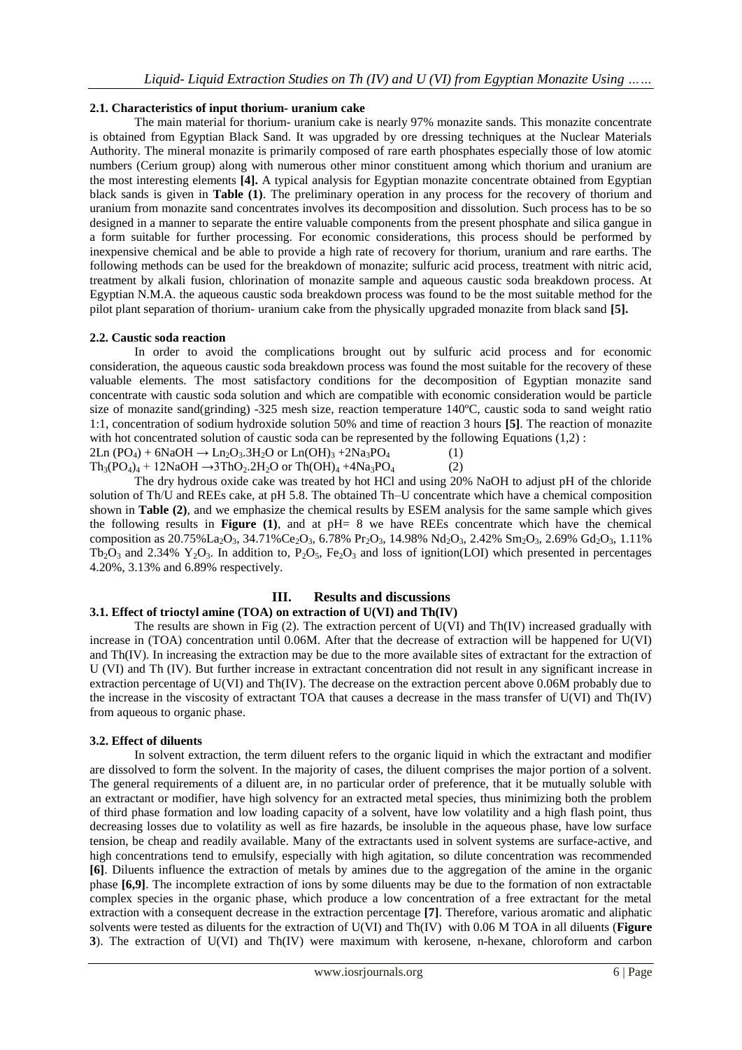### 2.1. Characteristics of input thorium- uranium cake

The main material for thorium- uranium cake is nearly 97% monazite sands. This monazite concentrate is obtained from Egyptian Black Sand. It was upgraded by ore dressing techniques at the Nuclear Materials Authority. The mineral monazite is primarily composed of rare earth phosphates especially those of low atomic numbers (Cerium group) along with numerous other minor constituent among which thorium and uranium are the most interesting elements **[4].** A typical analysis for Egyptian monazite concentrate obtained from Egyptian black sands is given in **Table (1)**. The preliminary operation in any process for the recovery of thorium and uranium from monazite sand concentrates involves its decomposition and dissolution. Such process has to be so designed in a manner to separate the entire valuable components from the present phosphate and silica gangue in a form suitable for further processing. For economic considerations, this process should be performed by inexpensive chemical and be able to provide a high rate of recovery for thorium, uranium and rare earths. The following methods can be used for the breakdown of monazite; sulfuric acid process, treatment with nitric acid, treatment by alkali fusion, chlorination of monazite sample and aqueous caustic soda breakdown process. At Egyptian N.M.A. the aqueous caustic soda breakdown process was found to be the most suitable method for the pilot plant separation of thorium- uranium cake from the physically upgraded monazite from black sand **[5].**

### 2.2. Caustic soda reaction

In order to avoid the complications brought out by sulfuric acid process and for economic consideration, the aqueous caustic soda breakdown process was found the most suitable for the recovery of these valuable elements. The most satisfactory conditions for the decomposition of Egyptian monazite sand concentrate with caustic soda solution and which are compatible with economic consideration would be particle size of monazite sand(grinding) -325 mesh size, reaction temperature 140ºC, caustic soda to sand weight ratio 1:1, concentration of sodium hydroxide solution 50% and time of reaction 3 hours **[5]**. The reaction of monazite with hot concentrated solution of caustic soda can be represented by the following Equations (1,2) :

$$2Ln(PO_4) + 6NaOH \rightarrow Ln_2O_3.3H_2O \text{ or } Ln(OH)_3 + 2Na_3PO_4 \quad (1)$$

$$Th_3(PO_4)_4 + 12NaOH \rightarrow 3ThO_2.2H_2O \text{ or } Th(OH)_4 + 4Na_3PO_4 \quad (2)$$

The dry hydrous oxide cake was treated by hot HCl and using 20% NaOH to adjust pH of the chloride solution of Th/U and REEs cake, at pH 5.8. The obtained Th–U concentrate which have a chemical composition shown in **Table (2)**, and we emphasize the chemical results by ESEM analysis for the same sample which gives the following results in **Figure (1)**, and at pH= 8 we have REEs concentrate which have the chemical composition as 20.75%$La_2O_3$, 34.71%$Ce_2O_3$, 6.78% $Pr_2O_3$, 14.98% $Nd_2O_3$, 2.42% $Sm_2O_3$, 2.69% $Gd_2O_3$, 1.11% $Tb_2O_3$ and 2.34% $Y_2O_3$. In addition to, $P_2O_5$, $Fe_2O_3$ and loss of ignition(LOI) which presented in percentages 4.20%, 3.13% and 6.89% respectively.

## III. Results and discussions

### 3.1. Effect of trioctyl amine (TOA) on extraction of U(VI) and Th(IV)

The results are shown in Fig (2). The extraction percent of U(VI) and Th(IV) increased gradually with increase in (TOA) concentration until 0.06M. After that the decrease of extraction will be happened for U(VI) and Th(IV). In increasing the extraction may be due to the more available sites of extractant for the extraction of U (VI) and Th (IV). But further increase in extractant concentration did not result in any significant increase in extraction percentage of U(VI) and Th(IV). The decrease on the extraction percent above 0.06M probably due to the increase in the viscosity of extractant TOA that causes a decrease in the mass transfer of U(VI) and Th(IV) from aqueous to organic phase.

### 3.2. Effect of diluents

In solvent extraction, the term diluent refers to the organic liquid in which the extractant and modifier are dissolved to form the solvent. In the majority of cases, the diluent comprises the major portion of a solvent. The general requirements of a diluent are, in no particular order of preference, that it be mutually soluble with an extractant or modifier, have high solvency for an extracted metal species, thus minimizing both the problem of third phase formation and low loading capacity of a solvent, have low volatility and a high flash point, thus decreasing losses due to volatility as well as fire hazards, be insoluble in the aqueous phase, have low surface tension, be cheap and readily available. Many of the extractants used in solvent systems are surface-active, and high concentrations tend to emulsify, especially with high agitation, so dilute concentration was recommended **[6]**. Diluents influence the extraction of metals by amines due to the aggregation of the amine in the organic phase **[6,9]**. The incomplete extraction of ions by some diluents may be due to the formation of non extractable complex species in the organic phase, which produce a low concentration of a free extractant for the metal extraction with a consequent decrease in the extraction percentage **[7]**. Therefore, various aromatic and aliphatic solvents were tested as diluents for the extraction of U(VI) and Th(IV) with 0.06 M TOA in all diluents (**Figure 3**). The extraction of U(VI) and Th(IV) were maximum with kerosene, n-hexane, chloroform and carbon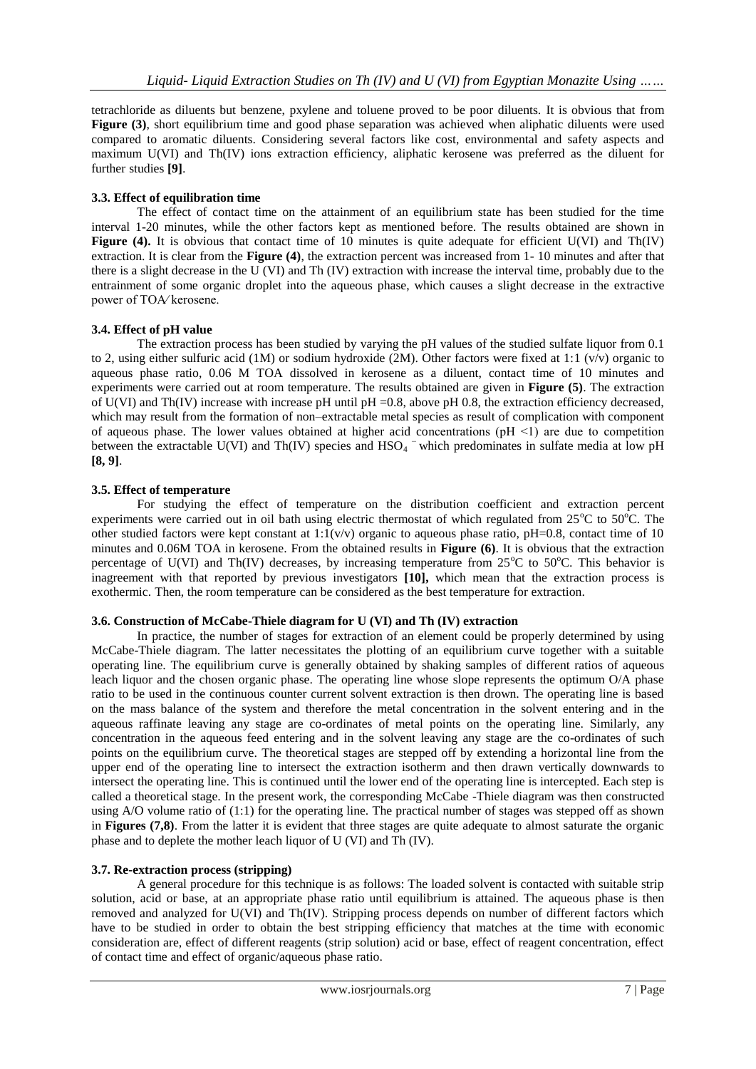tetrachloride as diluents but benzene, pxylene and toluene proved to be poor diluents. It is obvious that from **Figure (3)**, short equilibrium time and good phase separation was achieved when aliphatic diluents were used compared to aromatic diluents. Considering several factors like cost, environmental and safety aspects and maximum U(VI) and Th(IV) ions extraction efficiency, aliphatic kerosene was preferred as the diluent for further studies **[9]**.

### 3.3. Effect of equilibration time

The effect of contact time on the attainment of an equilibrium state has been studied for the time interval 1-20 minutes, while the other factors kept as mentioned before. The results obtained are shown in **Figure (4).** It is obvious that contact time of 10 minutes is quite adequate for efficient U(VI) and Th(IV) extraction. It is clear from the **Figure (4)**, the extraction percent was increased from 1- 10 minutes and after that there is a slight decrease in the U (VI) and Th (IV) extraction with increase the interval time, probably due to the entrainment of some organic droplet into the aqueous phase, which causes a slight decrease in the extractive power of TOA⁄ kerosene.

### 3.4. Effect of pH value

The extraction process has been studied by varying the pH values of the studied sulfate liquor from 0.1 to 2, using either sulfuric acid (1M) or sodium hydroxide (2M). Other factors were fixed at 1:1 (v/v) organic to aqueous phase ratio, 0.06 M TOA dissolved in kerosene as a diluent, contact time of 10 minutes and experiments were carried out at room temperature. The results obtained are given in **Figure (5)**. The extraction of U(VI) and Th(IV) increase with increase pH until pH =0.8, above pH 0.8, the extraction efficiency decreased, which may result from the formation of non–extractable metal species as result of complication with component of aqueous phase. The lower values obtained at higher acid concentrations (pH <1) are due to competition between the extractable U(VI) and Th(IV) species and $HSO_4^-$ which predominates in sulfate media at low pH **[8, 9]**.

### 3.5. Effect of temperature

For studying the effect of temperature on the distribution coefficient and extraction percent experiments were carried out in oil bath using electric thermostat of which regulated from 25°C to 50°C. The other studied factors were kept constant at 1:1(v/v) organic to aqueous phase ratio, pH=0.8, contact time of 10 minutes and 0.06M TOA in kerosene. From the obtained results in **Figure (6)**. It is obvious that the extraction percentage of U(VI) and Th(IV) decreases, by increasing temperature from 25°C to 50°C. This behavior is inagreement with that reported by previous investigators **[10],** which mean that the extraction process is exothermic. Then, the room temperature can be considered as the best temperature for extraction.

### 3.6. Construction of McCabe-Thiele diagram for U (VI) and Th (IV) extraction

In practice, the number of stages for extraction of an element could be properly determined by using McCabe-Thiele diagram. The latter necessitates the plotting of an equilibrium curve together with a suitable operating line. The equilibrium curve is generally obtained by shaking samples of different ratios of aqueous leach liquor and the chosen organic phase. The operating line whose slope represents the optimum O/A phase ratio to be used in the continuous counter current solvent extraction is then drown. The operating line is based on the mass balance of the system and therefore the metal concentration in the solvent entering and in the aqueous raffinate leaving any stage are co-ordinates of metal points on the operating line. Similarly, any concentration in the aqueous feed entering and in the solvent leaving any stage are the co-ordinates of such points on the equilibrium curve. The theoretical stages are stepped off by extending a horizontal line from the upper end of the operating line to intersect the extraction isotherm and then drawn vertically downwards to intersect the operating line. This is continued until the lower end of the operating line is intercepted. Each step is called a theoretical stage. In the present work, the corresponding McCabe -Thiele diagram was then constructed using A/O volume ratio of (1:1) for the operating line. The practical number of stages was stepped off as shown in **Figures (7,8)**. From the latter it is evident that three stages are quite adequate to almost saturate the organic phase and to deplete the mother leach liquor of U (VI) and Th (IV).

### 3.7. Re-extraction process (stripping)

A general procedure for this technique is as follows: The loaded solvent is contacted with suitable strip solution, acid or base, at an appropriate phase ratio until equilibrium is attained. The aqueous phase is then removed and analyzed for U(VI) and Th(IV). Stripping process depends on number of different factors which have to be studied in order to obtain the best stripping efficiency that matches at the time with economic consideration are, effect of different reagents (strip solution) acid or base, effect of reagent concentration, effect of contact time and effect of organic/aqueous phase ratio.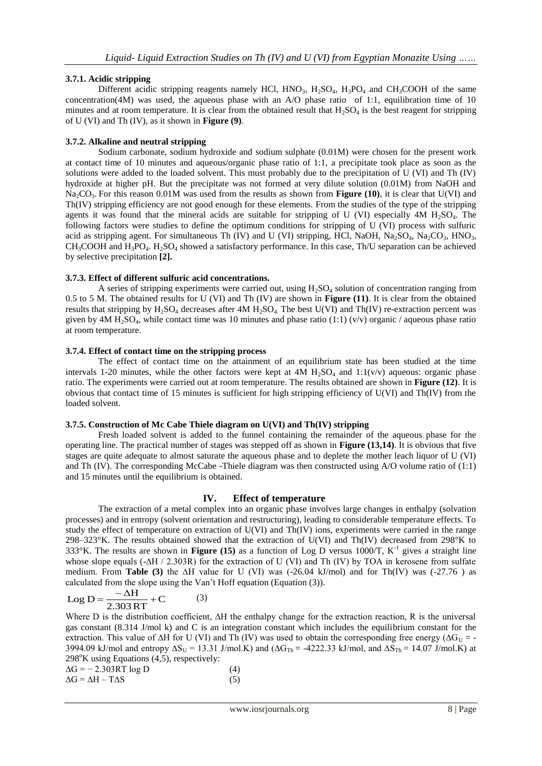### 3.7.1. Acidic stripping

Different acidic stripping reagents namely HCl, $HNO_3$, $H_2SO_4$, $H_3PO_4$ and $CH_3COOH$ of the same concentration(4M) was used, the aqueous phase with an A/O phase ratio of 1:1, equilibration time of 10 minutes and at room temperature. It is clear from the obtained result that $H_2SO_4$ is the best reagent for stripping of U (VI) and Th (IV), as it shown in **Figure (9)**.

### 3.7.2. Alkaline and neutral stripping

Sodium carbonate, sodium hydroxide and sodium sulphate (0.01M) were chosen for the present work at contact time of 10 minutes and aqueous/organic phase ratio of 1:1, a precipitate took place as soon as the solutions were added to the loaded solvent. This must probably due to the precipitation of U (VI) and Th (IV) hydroxide at higher pH. But the precipitate was not formed at very dilute solution (0.01M) from NaOH and $Na_2CO_3$. For this reason 0.01M was used from the results as shown from **Figure (10)**, it is clear that U(VI) and Th(IV) stripping efficiency are not good enough for these elements. From the studies of the type of the stripping agents it was found that the mineral acids are suitable for stripping of U (VI) especially 4M $H_2SO_4$. The following factors were studies to define the optimum conditions for stripping of U (VI) process with sulfuric acid as stripping agent. For simultaneous Th (IV) and U (VI) stripping, HCl, NaOH, $Na_2SO_4$, $Na_2CO_3$, $HNO_3$, $CH_3COOH$ and $H_3PO_4$. $H_2SO_4$ showed a satisfactory performance. In this case, Th/U separation can be achieved by selective precipitation **[2].**

### 3.7.3. Effect of different sulfuric acid concentrations.

A series of stripping experiments were carried out, using $H_2SO_4$ solution of concentration ranging from 0.5 to 5 M. The obtained results for U (VI) and Th (IV) are shown in **Figure (11)**. It is clear from the obtained results that stripping by $H_2SO_4$ decreases after 4M $H_2SO_4$. The best U(VI) and Th(IV) re-extraction percent was given by 4M $H_2SO_4$, while contact time was 10 minutes and phase ratio (1:1) (v/v) organic / aqueous phase ratio at room temperature.

### 3.7.4. Effect of contact time on the stripping process

The effect of contact time on the attainment of an equilibrium state has been studied at the time intervals 1-20 minutes, while the other factors were kept at 4M $H_2SO_4$ and 1:1(v/v) aqueous: organic phase ratio. The experiments were carried out at room temperature. The results obtained are shown in **Figure (12)**. It is obvious that contact time of 15 minutes is sufficient for high stripping efficiency of U(VI) and Th(IV) from the loaded solvent.

### 3.7.5. Construction of Mc Cabe Thiele diagram on U(VI) and Th(IV) stripping

Fresh loaded solvent is added to the funnel containing the remainder of the aqueous phase for the operating line. The practical number of stages was stepped off as shown in **Figure (13,14)**. It is obvious that five stages are quite adequate to almost saturate the aqueous phase and to deplete the mother leach liquor of U (VI) and Th (IV). The corresponding McCabe -Thiele diagram was then constructed using A/O volume ratio of (1:1) and 15 minutes until the equilibrium is obtained.

## IV. Effect of temperature

The extraction of a metal complex into an organic phase involves large changes in enthalpy (solvation processes) and in entropy (solvent orientation and restructuring), leading to considerable temperature effects. To study the effect of temperature on extraction of U(VI) and Th(IV) ions, experiments were carried in the range 298–323°K. The results obtained showed that the extraction of U(VI) and Th(IV) decreased from 298°K to 333°K. The results are shown in **Figure (15)** as a function of Log D versus 1000/T, $K^{-1}$ gives a straight line whose slope equals ($-\Delta H$ / 2.303R) for the extraction of U (VI) and Th (IV) by TOA in kerosene from sulfate medium. From **Table (3)** the $\Delta H$ value for U (VI) was (-26.04 kJ/mol) and for Th(IV) was (-27.76 ) as calculated from the slope using the Van't Hoff equation (Equation (3)).

$$\text{Log D} = \frac{-\Delta H}{2.303\,RT} + C \qquad (3)$$

Where D is the distribution coefficient, $\Delta H$ the enthalpy change for the extraction reaction, R is the universal gas constant (8.314 J/mol k) and C is an integration constant which includes the equilibrium constant for the extraction. This value of $\Delta H$ for U (VI) and Th (IV) was used to obtain the corresponding free energy ($\Delta G_U$ = -3994.09 kJ/mol and entropy $\Delta S_U$ = 13.31 J/mol.K) and ($\Delta G_{Th}$ = -4222.33 kJ/mol, and $\Delta S_{Th}$ = 14.07 J/mol.K) at 298°K using Equations (4,5), respectively:

$$\Delta G = -2.303RT \log D \qquad (4)$$

$$\Delta G = \Delta H - T\Delta S \qquad (5)$$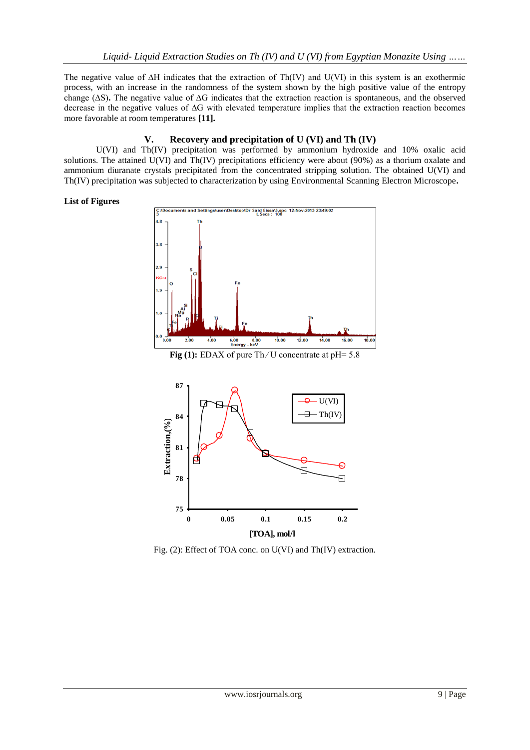The negative value of ΔH indicates that the extraction of Th(IV) and U(VI) in this system is an exothermic process, with an increase in the randomness of the system shown by the high positive value of the entropy change (ΔS). The negative value of ΔG indicates that the extraction reaction is spontaneous, and the observed decrease in the negative values of ΔG with elevated temperature implies that the extraction reaction becomes more favorable at room temperatures **[11].**

## V. Recovery and precipitation of U (VI) and Th (IV)

U(VI) and Th(IV) precipitation was performed by ammonium hydroxide and 10% oxalic acid solutions. The attained U(VI) and Th(IV) precipitations efficiency were about (90%) as a thorium oxalate and ammonium diuranate crystals precipitated from the concentrated stripping solution. The obtained U(VI) and Th(IV) precipitation was subjected to characterization by using Environmental Scanning Electron Microscope**.**

**List of Figures**

**Fig (1):** EDAX of pure Th ⁄ U concentrate at pH= 5.8

Fig. (2): Effect of TOA conc. on U(VI) and Th(IV) extraction.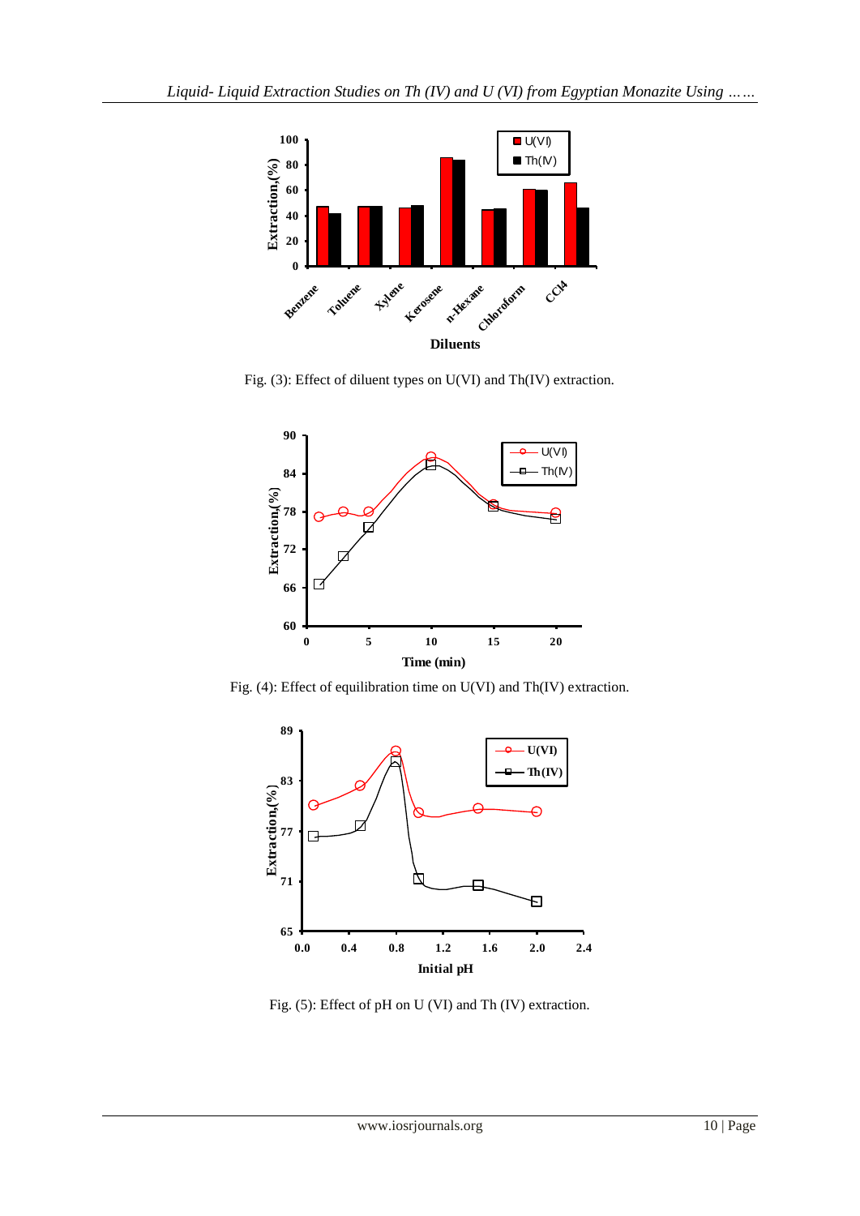Fig. (3): Effect of diluent types on U(VI) and Th(IV) extraction.

Fig. (4): Effect of equilibration time on U(VI) and Th(IV) extraction.

Fig. (5): Effect of pH on U (VI) and Th (IV) extraction.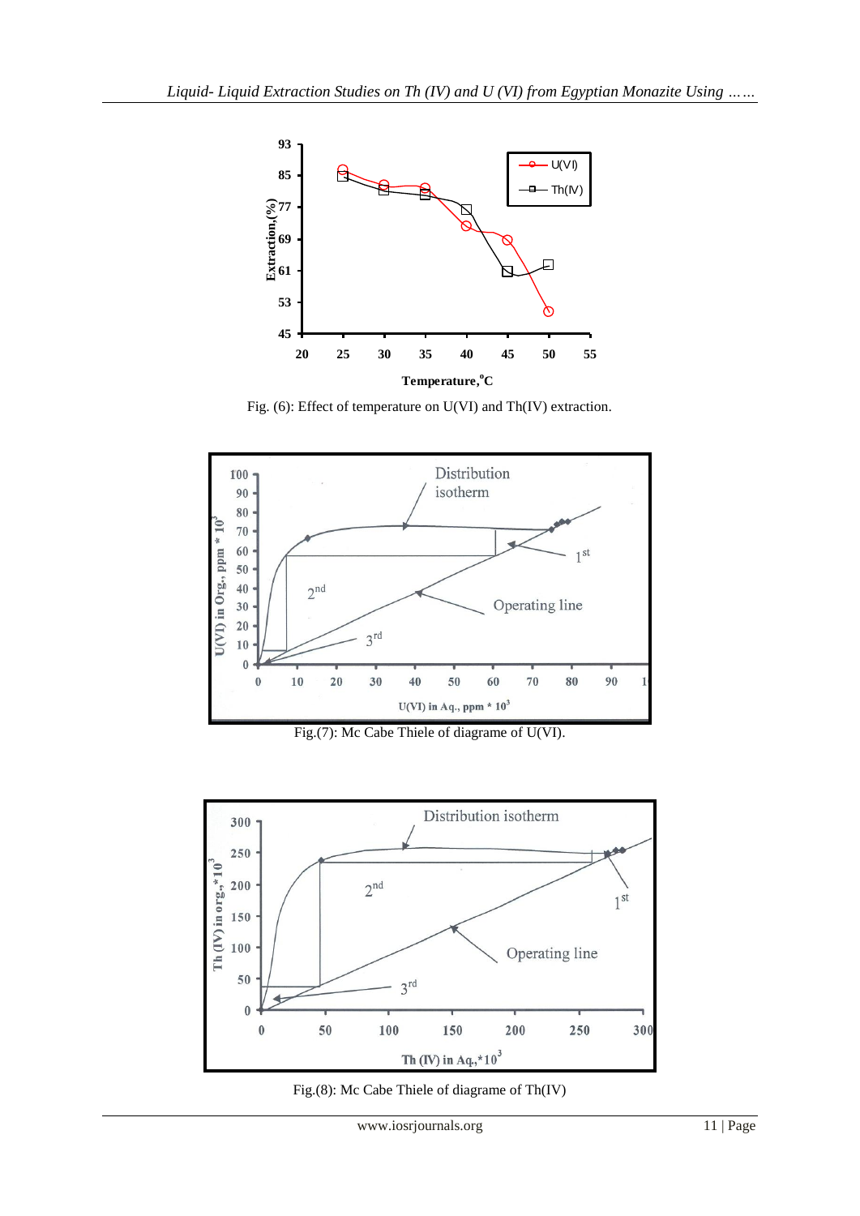Fig. (6): Effect of temperature on U(VI) and Th(IV) extraction.

Fig.(7): Mc Cabe Thiele of diagrame of U(VI).

Fig.(8): Mc Cabe Thiele of diagrame of Th(IV)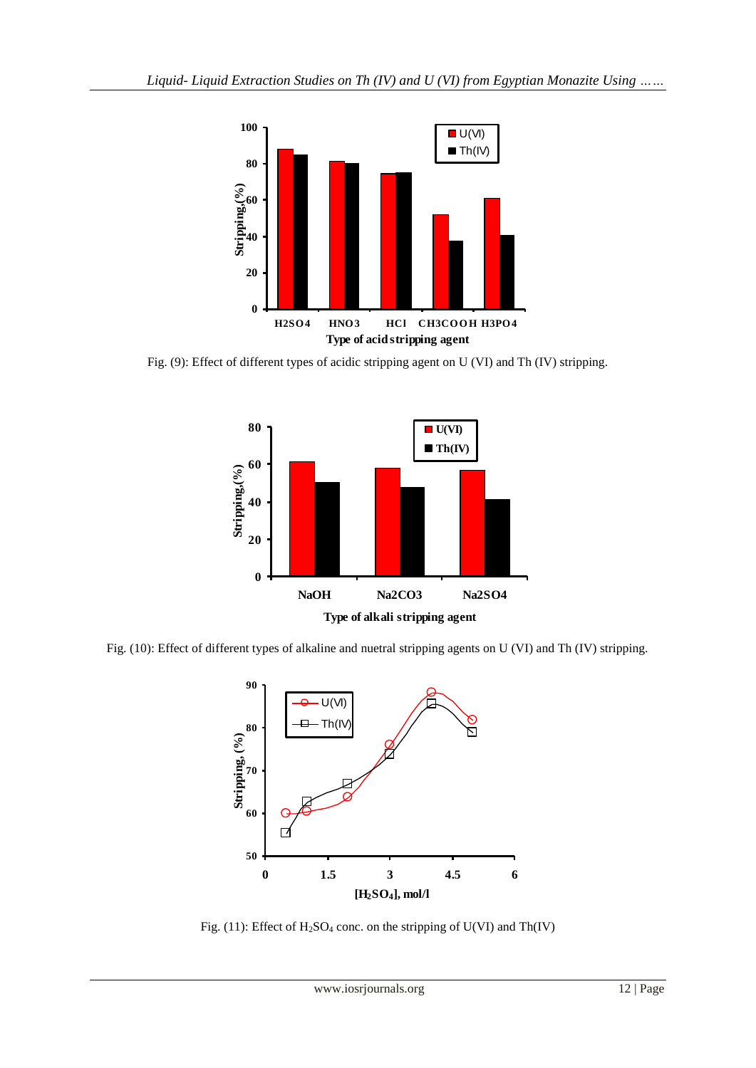Fig. (9): Effect of different types of acidic stripping agent on U (VI) and Th (IV) stripping.

Fig. (10): Effect of different types of alkaline and nuetral stripping agents on U (VI) and Th (IV) stripping.

Fig. (11): Effect of $H_2SO_4$ conc. on the stripping of U(VI) and Th(IV)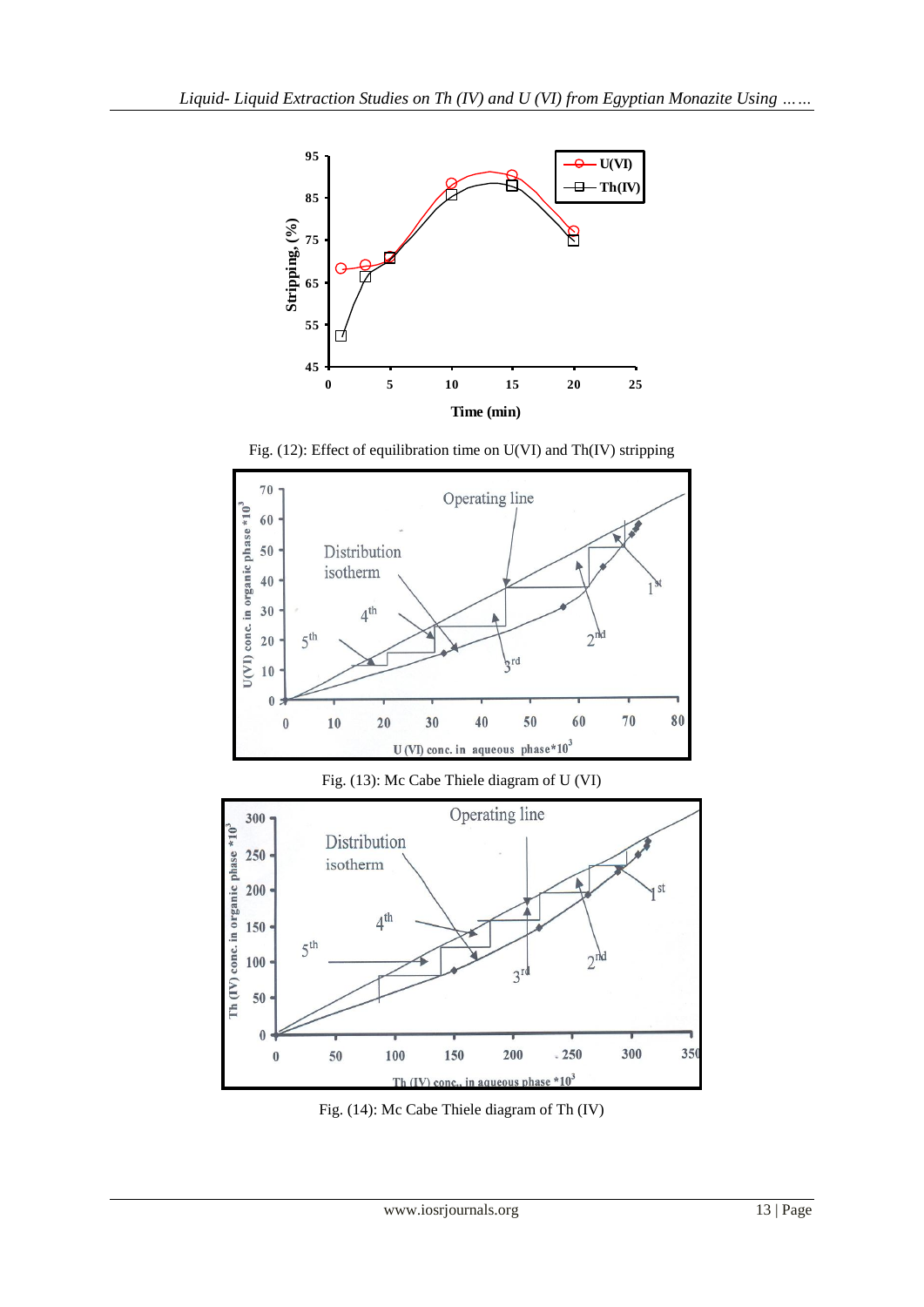Fig. (12): Effect of equilibration time on U(VI) and Th(IV) stripping

Fig. (13): Mc Cabe Thiele diagram of U (VI)

Fig. (14): Mc Cabe Thiele diagram of Th (IV)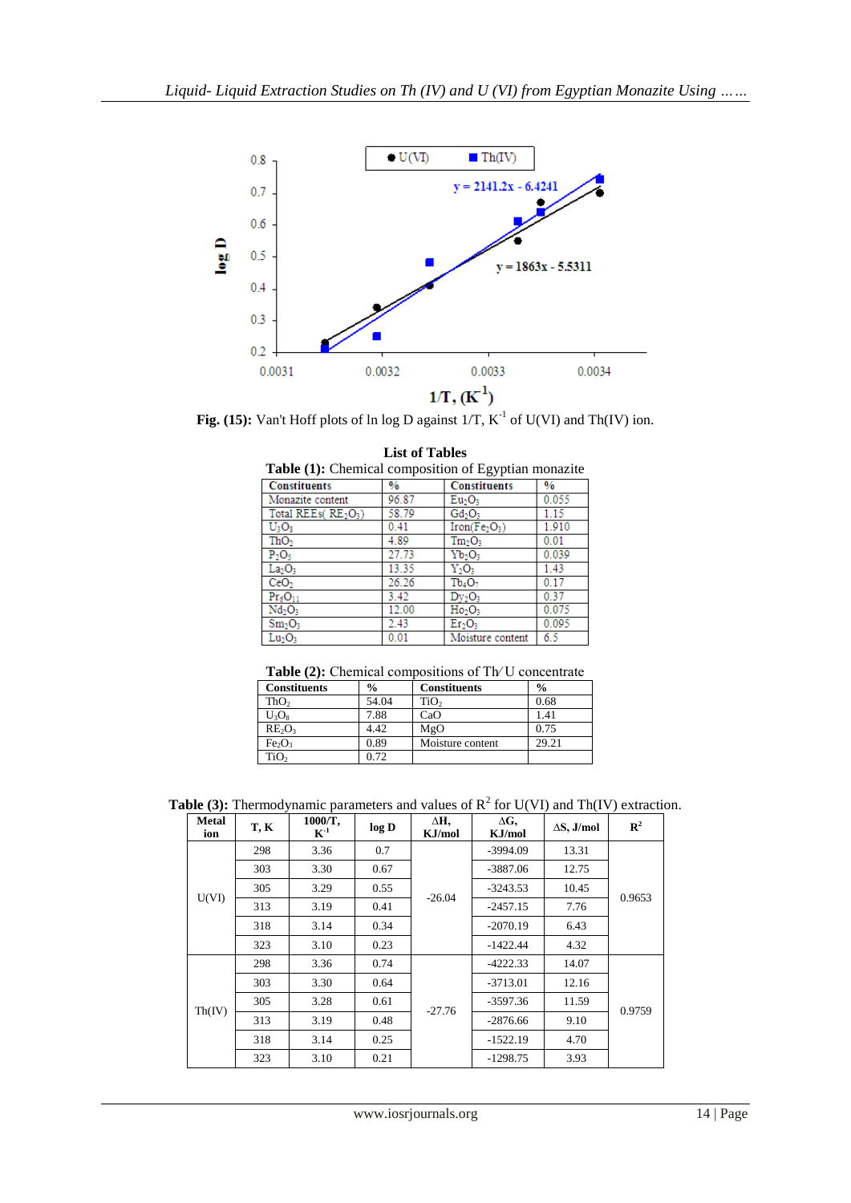**Fig. (15):** Van't Hoff plots of ln log D against 1/T, $K^{-1}$ of U(VI) and Th(IV) ion.

## List of Tables

**Table (1):** Chemical composition of Egyptian monazite

| Constituents | % | Constituents | % |
|---|---|---|---|
| Monazite content | 96.87 | $Eu_2O_3$ | 0.055 |
| Total REEs( $RE_2O_3$) | 58.79 | $Gd_2O_3$ | 1.15 |
| $U_3O_8$ | 0.41 | Iron($Fe_2O_3$) | 1.910 |
| $ThO_2$ | 4.89 | $Tm_2O_3$ | 0.01 |
| $P_2O_5$ | 27.73 | $Yb_2O_3$ | 0.039 |
| $La_2O_3$ | 13.35 | $Y_2O_3$ | 1.43 |
| $CeO_2$ | 26.26 | $Tb_4O_7$ | 0.17 |
| $Pr_6O_{11}$ | 3.42 | $Dy_2O_3$ | 0.37 |
| $Nd_2O_3$ | 12.00 | $Ho_2O_3$ | 0.075 |
| $Sm_2O_3$ | 2.43 | $Er_2O_3$ | 0.095 |
| $Lu_2O_3$ | 0.01 | Moisture content | 6.5 |

**Table (2):** Chemical compositions of Th/U concentrate

| Constituents | % | Constituents | % |
|---|---|---|---|
| $ThO_2$ | 54.04 | $TiO_2$ | 0.68 |
| $U_3O_8$ | 7.88 | CaO | 1.41 |
| $RE_2O_3$ | 4.42 | MgO | 0.75 |
| $Fe_2O_3$ | 0.89 | Moisture content | 29.21 |
| $TiO_2$ | 0.72 | | |

**Table (3):** Thermodynamic parameters and values of $R^2$ for U(VI) and Th(IV) extraction.

| Metal ion | T, K | 1000/T, $K^{-1}$ | log D | ΔH, KJ/mol | ΔG, KJ/mol | ΔS, J/mol | $R^2$ |
|---|---|---|---|---|---|---|---|
| U(VI) | 298 | 3.36 | 0.7 | -26.04 | -3994.09 | 13.31 | 0.9653 |
| | 303 | 3.30 | 0.67 | | -3887.06 | 12.75 | |
| | 305 | 3.29 | 0.55 | | -3243.53 | 10.45 | |
| | 313 | 3.19 | 0.41 | | -2457.15 | 7.76 | |
| | 318 | 3.14 | 0.34 | | -2070.19 | 6.43 | |
| | 323 | 3.10 | 0.23 | | -1422.44 | 4.32 | |
| Th(IV) | 298 | 3.36 | 0.74 | -27.76 | -4222.33 | 14.07 | 0.9759 |
| | 303 | 3.30 | 0.64 | | -3713.01 | 12.16 | |
| | 305 | 3.28 | 0.61 | | -3597.36 | 11.59 | |
| | 313 | 3.19 | 0.48 | | -2876.66 | 9.10 | |
| | 318 | 3.14 | 0.25 | | -1522.19 | 4.70 | |
| | 323 | 3.10 | 0.21 | | -1298.75 | 3.93 | |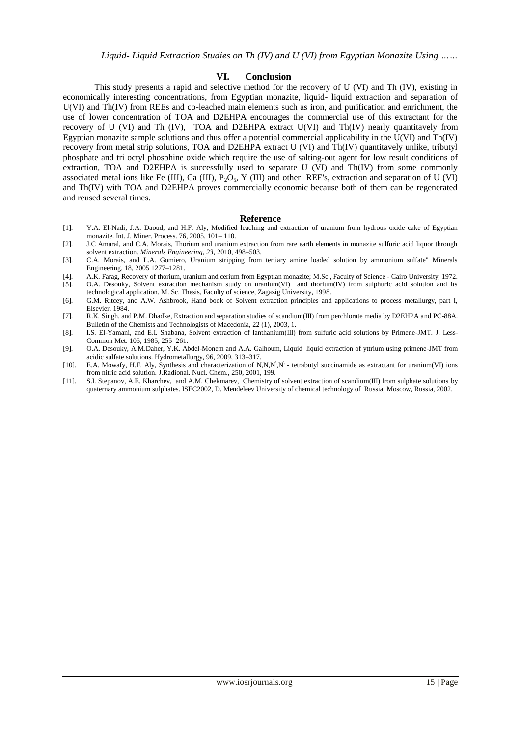## VI. Conclusion

This study presents a rapid and selective method for the recovery of U (VI) and Th (IV), existing in economically interesting concentrations, from Egyptian monazite, liquid- liquid extraction and separation of U(VI) and Th(IV) from REEs and co-leached main elements such as iron, and purification and enrichment, the use of lower concentration of TOA and D2EHPA encourages the commercial use of this extractant for the recovery of U (VI) and Th (IV), TOA and D2EHPA extract U(VI) and Th(IV) nearly quantitatively from Egyptian monazite sample solutions and thus offer a potential commercial applicability in the U(VI) and Th(IV) recovery from metal strip solutions, TOA and D2EHPA extract U (VI) and Th(IV) quantitatively unlike, tributyl phosphate and tri octyl phosphine oxide which require the use of salting-out agent for low result conditions of extraction, TOA and D2EHPA is successfully used to separate U (VI) and Th(IV) from some commonly associated metal ions like Fe (III), Ca (III), $P_2O_5$, Y (III) and other REE's, extraction and separation of U (VI) and Th(IV) with TOA and D2EHPA proves commercially economic because both of them can be regenerated and reused several times.

## Reference

[1]. Y.A. El-Nadi, J.A. Daoud, and H.F. Aly, Modified leaching and extraction of uranium from hydrous oxide cake of Egyptian monazite. Int. J. Miner. Process. 76, 2005, 101– 110.

[2]. J.C Amaral, and C.A. Morais, Thorium and uranium extraction from rare earth elements in monazite sulfuric acid liquor through solvent extraction. *Minerals Engineering, 23*, 2010, 498–503.

[3]. C.A. Morais, and L.A. Gomiero, Uranium stripping from tertiary amine loaded solution by ammonium sulfate" Minerals Engineering, 18, 2005 1277–1281.

[4]. A.K. Farag, Recovery of thorium, uranium and cerium from Egyptian monazite; M.Sc., Faculty of Science - Cairo University, 1972.

[5]. O.A. Desouky, Solvent extraction mechanism study on uranium(VI) and thorium(IV) from sulphuric acid solution and its technological application. M. Sc. Thesis, Faculty of science, Zagazig University, 1998.

[6]. G.M. Ritcey, and A.W. Ashbrook, Hand book of Solvent extraction principles and applications to process metallurgy, part I, Elsevier, 1984.

[7]. R.K. Singh, and P.M. Dhadke, Extraction and separation studies of scandium(III) from perchlorate media by D2EHPA and PC-88A. Bulletin of the Chemists and Technologists of Macedonia, 22 (1), 2003, 1.

[8]. I.S. El-Yamani, and E.I. Shabana, Solvent extraction of lanthanium(III) from sulfuric acid solutions by Primene-JMT. J. Less-Common Met. 105, 1985, 255–261.

[9]. O.A. Desouky, A.M.Daher, Y.K. Abdel-Monem and A.A. Galhoum, Liquid–liquid extraction of yttrium using primene-JMT from acidic sulfate solutions. Hydrometallurgy, 96, 2009, 313–317.

[10]. E.A. Mowafy, H.F. Aly, Synthesis and characterization of N,N,N\,N\ - tetrabutyl succinamide as extractant for uranium(VI) ions from nitric acid solution. J.Radional. Nucl. Chem., 250, 2001, 199.

[11]. S.I. Stepanov, A.E. Kharchev, and A.M. Chekmarev, Chemistry of solvent extraction of scandium(III) from sulphate solutions by quaternary ammonium sulphates. ISEC2002, D. Mendeleev University of chemical technology of Russia, Moscow, Russia, 2002.